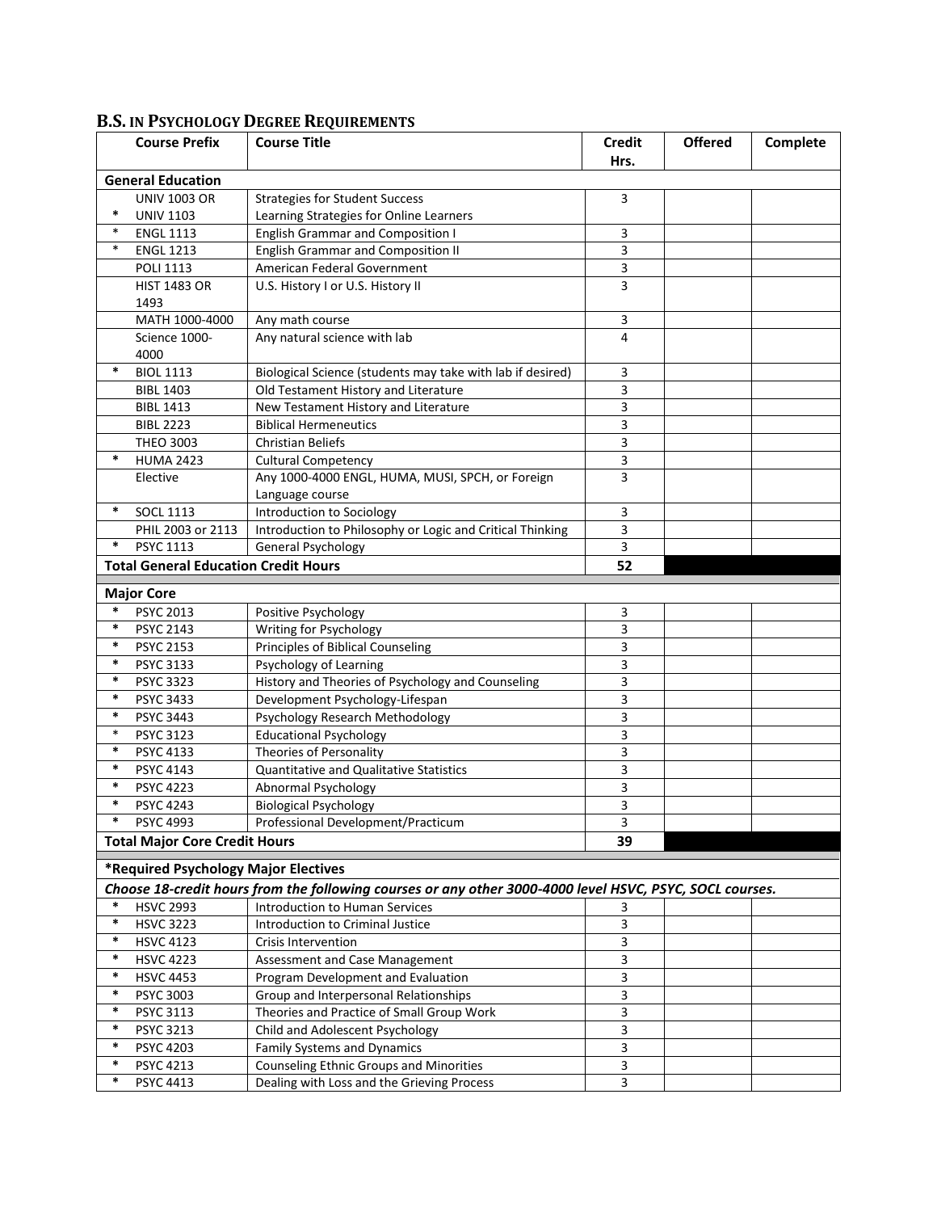## B.S. IN PSYCHOLOGY DEGREE REQUIREMENTS

| Course Prefix | Course Title | Credit Hrs. | Offered | Complete |
|---|---|---|---|---|
| **General Education** | | | | |
| UNIV 1003 OR<br>* UNIV 1103 | Strategies for Student Success<br>Learning Strategies for Online Learners | 3 | | |
| * ENGL 1113 | English Grammar and Composition I | 3 | | |
| * ENGL 1213 | English Grammar and Composition II | 3 | | |
| POLI 1113 | American Federal Government | 3 | | |
| HIST 1483 OR 1493 | U.S. History I or U.S. History II | 3 | | |
| MATH 1000-4000 | Any math course | 3 | | |
| Science 1000-4000 | Any natural science with lab | 4 | | |
| * BIOL 1113 | Biological Science (students may take with lab if desired) | 3 | | |
| BIBL 1403 | Old Testament History and Literature | 3 | | |
| BIBL 1413 | New Testament History and Literature | 3 | | |
| BIBL 2223 | Biblical Hermeneutics | 3 | | |
| THEO 3003 | Christian Beliefs | 3 | | |
| * HUMA 2423 | Cultural Competency | 3 | | |
| Elective | Any 1000-4000 ENGL, HUMA, MUSI, SPCH, or Foreign Language course | 3 | | |
| * SOCL 1113 | Introduction to Sociology | 3 | | |
| PHIL 2003 or 2113 | Introduction to Philosophy or Logic and Critical Thinking | 3 | | |
| * PSYC 1113 | General Psychology | 3 | | |
| **Total General Education Credit Hours** | | **52** | | |
| **Major Core** | | | | |
| * PSYC 2013 | Positive Psychology | 3 | | |
| * PSYC 2143 | Writing for Psychology | 3 | | |
| * PSYC 2153 | Principles of Biblical Counseling | 3 | | |
| * PSYC 3133 | Psychology of Learning | 3 | | |
| * PSYC 3323 | History and Theories of Psychology and Counseling | 3 | | |
| * PSYC 3433 | Development Psychology-Lifespan | 3 | | |
| * PSYC 3443 | Psychology Research Methodology | 3 | | |
| * PSYC 3123 | Educational Psychology | 3 | | |
| * PSYC 4133 | Theories of Personality | 3 | | |
| * PSYC 4143 | Quantitative and Qualitative Statistics | 3 | | |
| * PSYC 4223 | Abnormal Psychology | 3 | | |
| * PSYC 4243 | Biological Psychology | 3 | | |
| * PSYC 4993 | Professional Development/Practicum | 3 | | |
| **Total Major Core Credit Hours** | | **39** | | |
| ***Required Psychology Major Electives** | | | | |
| ***Choose 18-credit hours from the following courses or any other 3000-4000 level HSVC, PSYC, SOCL courses.*** | | | | |
| * HSVC 2993 | Introduction to Human Services | 3 | | |
| * HSVC 3223 | Introduction to Criminal Justice | 3 | | |
| * HSVC 4123 | Crisis Intervention | 3 | | |
| * HSVC 4223 | Assessment and Case Management | 3 | | |
| * HSVC 4453 | Program Development and Evaluation | 3 | | |
| * PSYC 3003 | Group and Interpersonal Relationships | 3 | | |
| * PSYC 3113 | Theories and Practice of Small Group Work | 3 | | |
| * PSYC 3213 | Child and Adolescent Psychology | 3 | | |
| * PSYC 4203 | Family Systems and Dynamics | 3 | | |
| * PSYC 4213 | Counseling Ethnic Groups and Minorities | 3 | | |
| * PSYC 4413 | Dealing with Loss and the Grieving Process | 3 | | |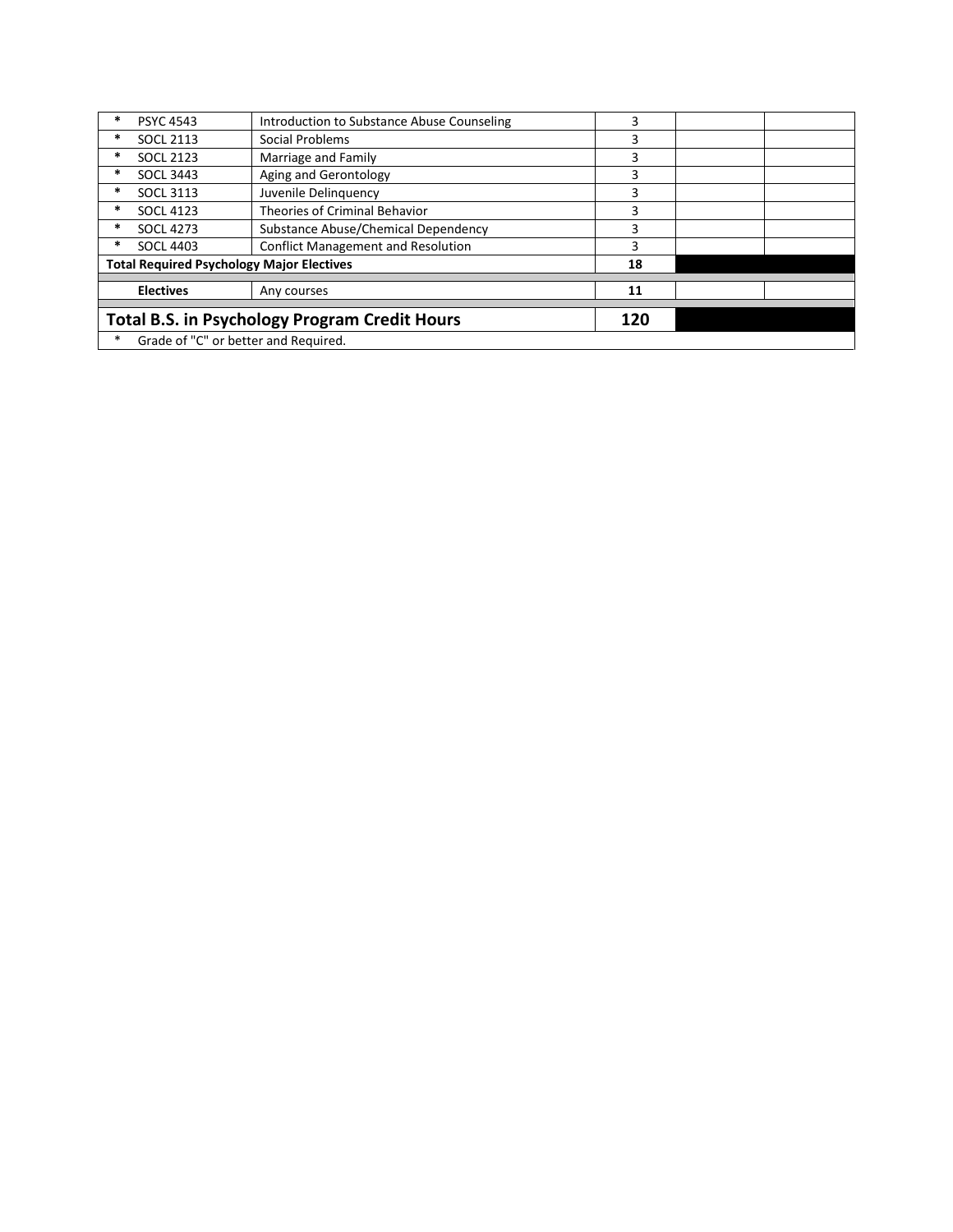| | | | | | |
|---|---|---|---|---|---|
| * | PSYC 4543 | Introduction to Substance Abuse Counseling | 3 | | |
| * | SOCL 2113 | Social Problems | 3 | | |
| * | SOCL 2123 | Marriage and Family | 3 | | |
| * | SOCL 3443 | Aging and Gerontology | 3 | | |
| * | SOCL 3113 | Juvenile Delinquency | 3 | | |
| * | SOCL 4123 | Theories of Criminal Behavior | 3 | | |
| * | SOCL 4273 | Substance Abuse/Chemical Dependency | 3 | | |
| * | SOCL 4403 | Conflict Management and Resolution | 3 | | |
| **Total Required Psychology Major Electives** | | | **18** | | |
| | **Electives** | Any courses | **11** | | |
| **Total B.S. in Psychology Program Credit Hours** | | | **120** | | |
| * | Grade of "C" or better and Required. | | | | |